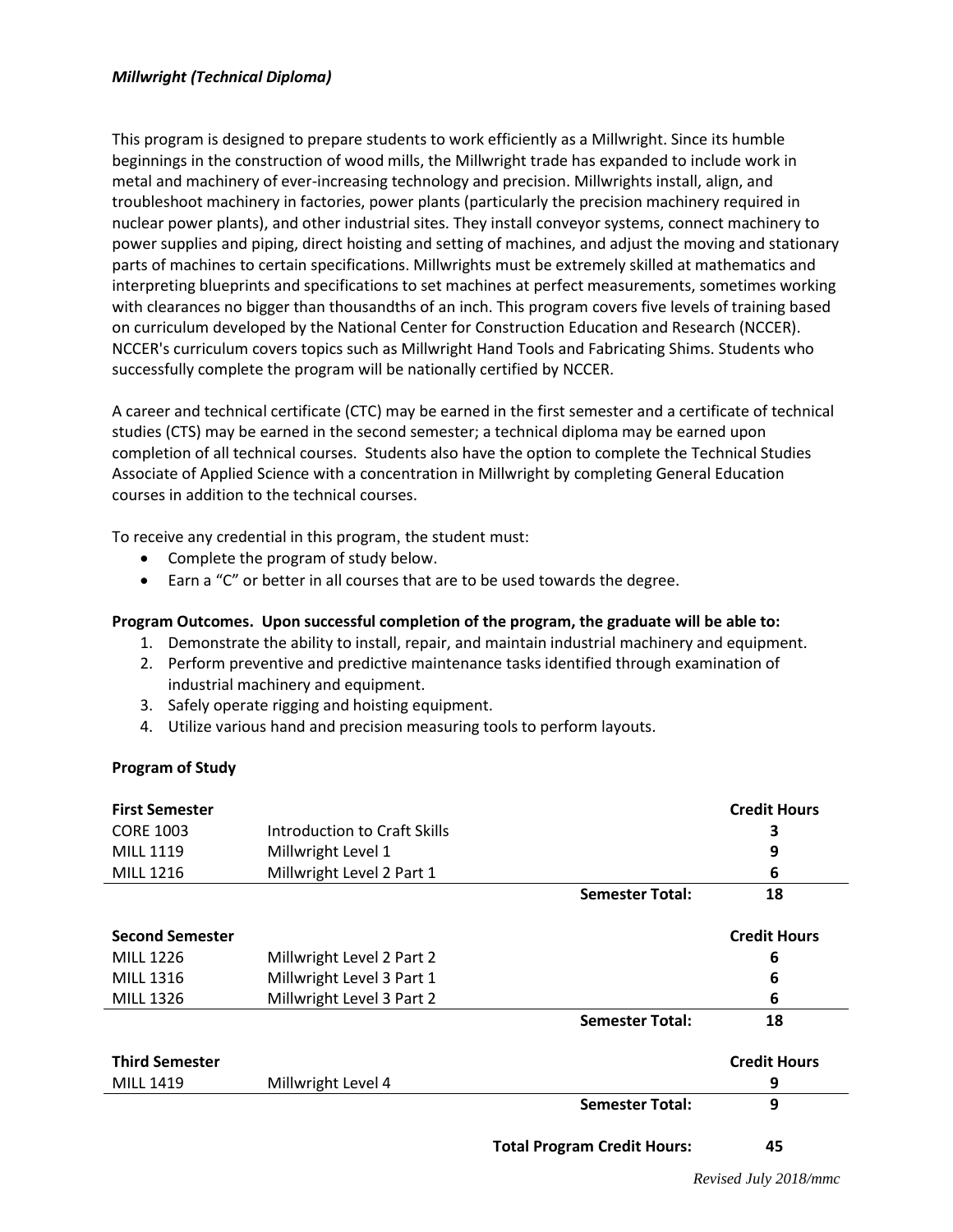***Millwright (Technical Diploma)***

This program is designed to prepare students to work efficiently as a Millwright. Since its humble beginnings in the construction of wood mills, the Millwright trade has expanded to include work in metal and machinery of ever-increasing technology and precision. Millwrights install, align, and troubleshoot machinery in factories, power plants (particularly the precision machinery required in nuclear power plants), and other industrial sites. They install conveyor systems, connect machinery to power supplies and piping, direct hoisting and setting of machines, and adjust the moving and stationary parts of machines to certain specifications. Millwrights must be extremely skilled at mathematics and interpreting blueprints and specifications to set machines at perfect measurements, sometimes working with clearances no bigger than thousandths of an inch. This program covers five levels of training based on curriculum developed by the National Center for Construction Education and Research (NCCER). NCCER's curriculum covers topics such as Millwright Hand Tools and Fabricating Shims. Students who successfully complete the program will be nationally certified by NCCER.

A career and technical certificate (CTC) may be earned in the first semester and a certificate of technical studies (CTS) may be earned in the second semester; a technical diploma may be earned upon completion of all technical courses. Students also have the option to complete the Technical Studies Associate of Applied Science with a concentration in Millwright by completing General Education courses in addition to the technical courses.

To receive any credential in this program, the student must:

- Complete the program of study below.
- Earn a "C" or better in all courses that are to be used towards the degree.

**Program Outcomes. Upon successful completion of the program, the graduate will be able to:**

1. Demonstrate the ability to install, repair, and maintain industrial machinery and equipment.
2. Perform preventive and predictive maintenance tasks identified through examination of industrial machinery and equipment.
3. Safely operate rigging and hoisting equipment.
4. Utilize various hand and precision measuring tools to perform layouts.

**Program of Study**

| **First Semester** | | | **Credit Hours** |
|---|---|---|---|
| CORE 1003 | Introduction to Craft Skills | | 3 |
| MILL 1119 | Millwright Level 1 | | 9 |
| MILL 1216 | Millwright Level 2 Part 1 | | 6 |
| | | **Semester Total:** | **18** |
| **Second Semester** | | | **Credit Hours** |
| MILL 1226 | Millwright Level 2 Part 2 | | 6 |
| MILL 1316 | Millwright Level 3 Part 1 | | 6 |
| MILL 1326 | Millwright Level 3 Part 2 | | 6 |
| | | **Semester Total:** | **18** |
| **Third Semester** | | | **Credit Hours** |
| MILL 1419 | Millwright Level 4 | | 9 |
| | | **Semester Total:** | **9** |
| | | **Total Program Credit Hours:** | **45** |

*Revised July 2018/mmc*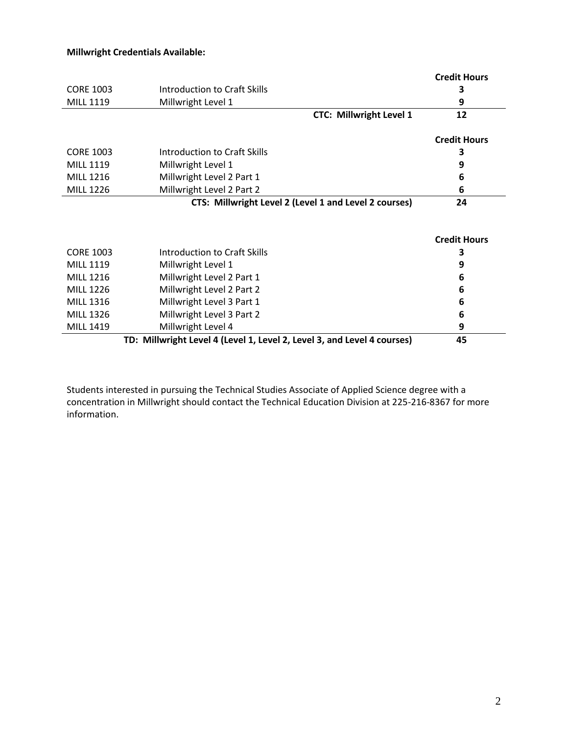**Millwright Credentials Available:**

| | | Credit Hours |
|---|---|---|
| CORE 1003 | Introduction to Craft Skills | 3 |
| MILL 1119 | Millwright Level 1 | 9 |
| | **CTC: Millwright Level 1** | **12** |

| | | Credit Hours |
|---|---|---|
| CORE 1003 | Introduction to Craft Skills | 3 |
| MILL 1119 | Millwright Level 1 | 9 |
| MILL 1216 | Millwright Level 2 Part 1 | 6 |
| MILL 1226 | Millwright Level 2 Part 2 | 6 |
| | **CTS: Millwright Level 2 (Level 1 and Level 2 courses)** | **24** |

| | | Credit Hours |
|---|---|---|
| CORE 1003 | Introduction to Craft Skills | 3 |
| MILL 1119 | Millwright Level 1 | 9 |
| MILL 1216 | Millwright Level 2 Part 1 | 6 |
| MILL 1226 | Millwright Level 2 Part 2 | 6 |
| MILL 1316 | Millwright Level 3 Part 1 | 6 |
| MILL 1326 | Millwright Level 3 Part 2 | 6 |
| MILL 1419 | Millwright Level 4 | 9 |
| | **TD: Millwright Level 4 (Level 1, Level 2, Level 3, and Level 4 courses)** | **45** |

Students interested in pursuing the Technical Studies Associate of Applied Science degree with a concentration in Millwright should contact the Technical Education Division at 225-216-8367 for more information.